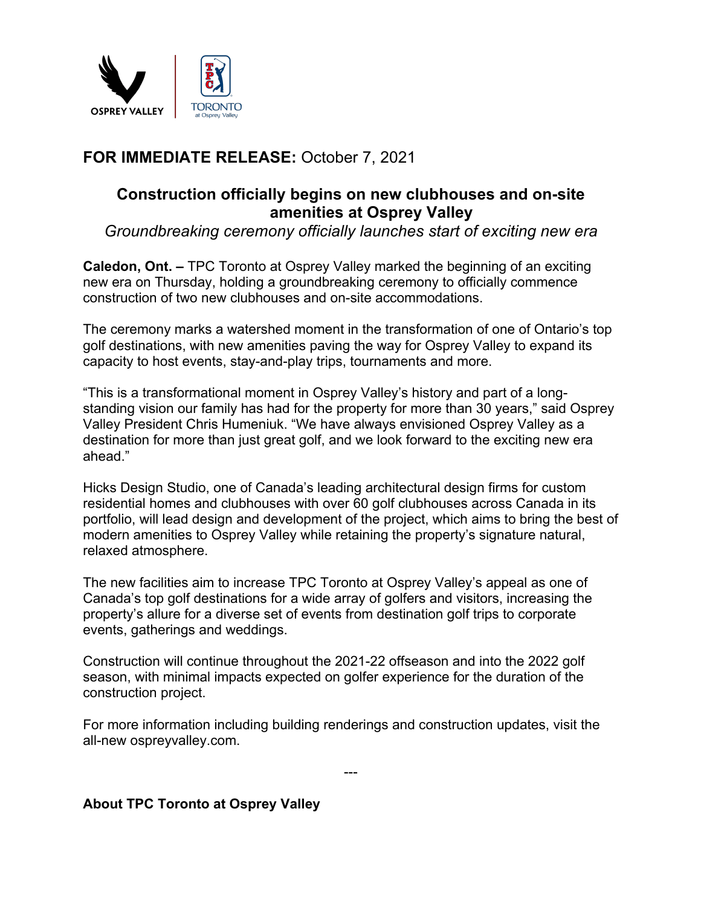**FOR IMMEDIATE RELEASE:** October 7, 2021

# Construction officially begins on new clubhouses and on-site amenities at Osprey Valley

*Groundbreaking ceremony officially launches start of exciting new era*

**Caledon, Ont. –** TPC Toronto at Osprey Valley marked the beginning of an exciting new era on Thursday, holding a groundbreaking ceremony to officially commence construction of two new clubhouses and on-site accommodations.

The ceremony marks a watershed moment in the transformation of one of Ontario's top golf destinations, with new amenities paving the way for Osprey Valley to expand its capacity to host events, stay-and-play trips, tournaments and more.

"This is a transformational moment in Osprey Valley's history and part of a long-standing vision our family has had for the property for more than 30 years," said Osprey Valley President Chris Humeniuk. "We have always envisioned Osprey Valley as a destination for more than just great golf, and we look forward to the exciting new era ahead."

Hicks Design Studio, one of Canada's leading architectural design firms for custom residential homes and clubhouses with over 60 golf clubhouses across Canada in its portfolio, will lead design and development of the project, which aims to bring the best of modern amenities to Osprey Valley while retaining the property's signature natural, relaxed atmosphere.

The new facilities aim to increase TPC Toronto at Osprey Valley's appeal as one of Canada's top golf destinations for a wide array of golfers and visitors, increasing the property's allure for a diverse set of events from destination golf trips to corporate events, gatherings and weddings.

Construction will continue throughout the 2021-22 offseason and into the 2022 golf season, with minimal impacts expected on golfer experience for the duration of the construction project.

For more information including building renderings and construction updates, visit the all-new ospreyvalley.com.

---

**About TPC Toronto at Osprey Valley**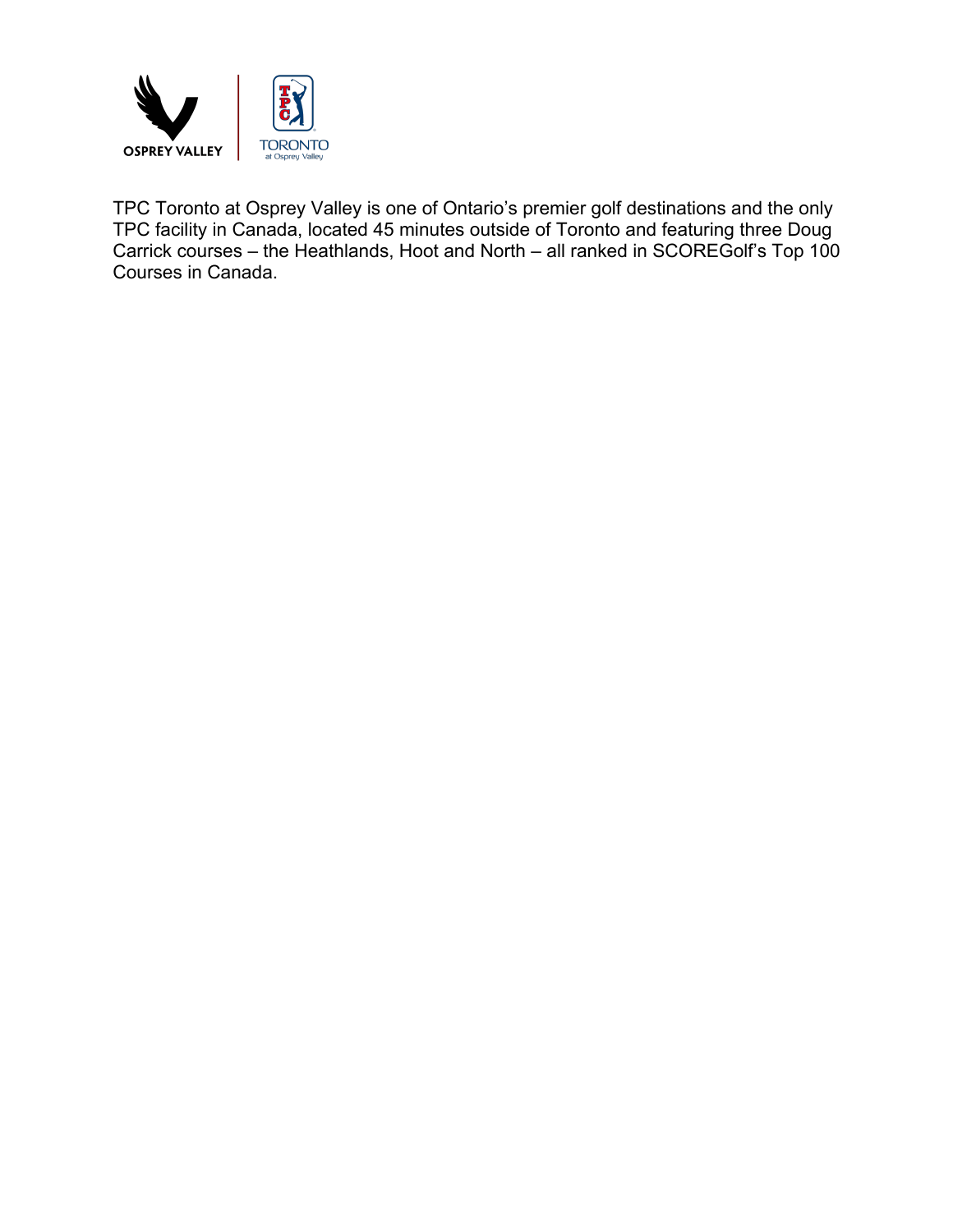TPC Toronto at Osprey Valley is one of Ontario's premier golf destinations and the only TPC facility in Canada, located 45 minutes outside of Toronto and featuring three Doug Carrick courses – the Heathlands, Hoot and North – all ranked in SCOREGolf's Top 100 Courses in Canada.